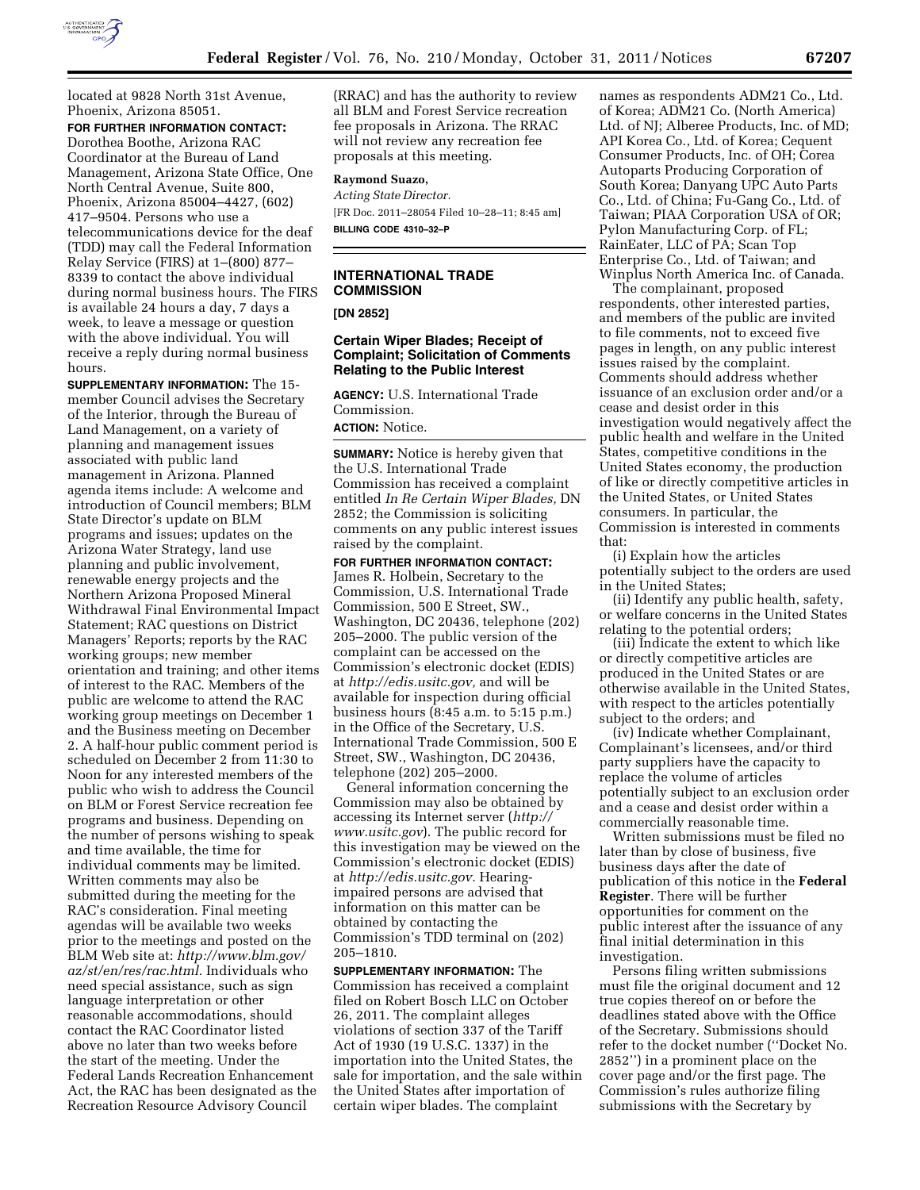located at 9828 North 31st Avenue, Phoenix, Arizona 85051.

**FOR FURTHER INFORMATION CONTACT:** Dorothea Boothe, Arizona RAC Coordinator at the Bureau of Land Management, Arizona State Office, One North Central Avenue, Suite 800, Phoenix, Arizona 85004–4427, (602) 417–9504. Persons who use a telecommunications device for the deaf (TDD) may call the Federal Information Relay Service (FIRS) at 1–(800) 877–8339 to contact the above individual during normal business hours. The FIRS is available 24 hours a day, 7 days a week, to leave a message or question with the above individual. You will receive a reply during normal business hours.

**SUPPLEMENTARY INFORMATION:** The 15-member Council advises the Secretary of the Interior, through the Bureau of Land Management, on a variety of planning and management issues associated with public land management in Arizona. Planned agenda items include: A welcome and introduction of Council members; BLM State Director's update on BLM programs and issues; updates on the Arizona Water Strategy, land use planning and public involvement, renewable energy projects and the Northern Arizona Proposed Mineral Withdrawal Final Environmental Impact Statement; RAC questions on District Managers' Reports; reports by the RAC working groups; new member orientation and training; and other items of interest to the RAC. Members of the public are welcome to attend the RAC working group meetings on December 1 and the Business meeting on December 2. A half-hour public comment period is scheduled on December 2 from 11:30 to Noon for any interested members of the public who wish to address the Council on BLM or Forest Service recreation fee programs and business. Depending on the number of persons wishing to speak and time available, the time for individual comments may be limited. Written comments may also be submitted during the meeting for the RAC's consideration. Final meeting agendas will be available two weeks prior to the meetings and posted on the BLM Web site at: *http://www.blm.gov/az/st/en/res/rac.html.* Individuals who need special assistance, such as sign language interpretation or other reasonable accommodations, should contact the RAC Coordinator listed above no later than two weeks before the start of the meeting. Under the Federal Lands Recreation Enhancement Act, the RAC has been designated as the Recreation Resource Advisory Council (RRAC) and has the authority to review all BLM and Forest Service recreation fee proposals in Arizona. The RRAC will not review any recreation fee proposals at this meeting.

**Raymond Suazo,**

*Acting State Director.*

[FR Doc. 2011–28054 Filed 10–28–11; 8:45 am]

**BILLING CODE 4310–32–P**

## INTERNATIONAL TRADE COMMISSION

**[DN 2852]**

### Certain Wiper Blades; Receipt of Complaint; Solicitation of Comments Relating to the Public Interest

**AGENCY:** U.S. International Trade Commission.

**ACTION:** Notice.

**SUMMARY:** Notice is hereby given that the U.S. International Trade Commission has received a complaint entitled *In Re Certain Wiper Blades,* DN 2852; the Commission is soliciting comments on any public interest issues raised by the complaint.

**FOR FURTHER INFORMATION CONTACT:** James R. Holbein, Secretary to the Commission, U.S. International Trade Commission, 500 E Street, SW., Washington, DC 20436, telephone (202) 205–2000. The public version of the complaint can be accessed on the Commission's electronic docket (EDIS) at *http://edis.usitc.gov,* and will be available for inspection during official business hours (8:45 a.m. to 5:15 p.m.) in the Office of the Secretary, U.S. International Trade Commission, 500 E Street, SW., Washington, DC 20436, telephone (202) 205–2000.

General information concerning the Commission may also be obtained by accessing its Internet server (*http://www.usitc.gov*). The public record for this investigation may be viewed on the Commission's electronic docket (EDIS) at *http://edis.usitc.gov.* Hearing-impaired persons are advised that information on this matter can be obtained by contacting the Commission's TDD terminal on (202) 205–1810.

**SUPPLEMENTARY INFORMATION:** The Commission has received a complaint filed on Robert Bosch LLC on October 26, 2011. The complaint alleges violations of section 337 of the Tariff Act of 1930 (19 U.S.C. 1337) in the importation into the United States, the sale for importation, and the sale within the United States after importation of certain wiper blades. The complaint names as respondents ADM21 Co., Ltd. of Korea; ADM21 Co. (North America) Ltd. of NJ; Alberee Products, Inc. of MD; API Korea Co., Ltd. of Korea; Cequent Consumer Products, Inc. of OH; Corea Autoparts Producing Corporation of South Korea; Danyang UPC Auto Parts Co., Ltd. of China; Fu-Gang Co., Ltd. of Taiwan; PIAA Corporation USA of OR; Pylon Manufacturing Corp. of FL; RainEater, LLC of PA; Scan Top Enterprise Co., Ltd. of Taiwan; and Winplus North America Inc. of Canada.

The complainant, proposed respondents, other interested parties, and members of the public are invited to file comments, not to exceed five pages in length, on any public interest issues raised by the complaint. Comments should address whether issuance of an exclusion order and/or a cease and desist order in this investigation would negatively affect the public health and welfare in the United States, competitive conditions in the United States economy, the production of like or directly competitive articles in the United States, or United States consumers. In particular, the Commission is interested in comments that:

(i) Explain how the articles potentially subject to the orders are used in the United States;

(ii) Identify any public health, safety, or welfare concerns in the United States relating to the potential orders;

(iii) Indicate the extent to which like or directly competitive articles are produced in the United States or are otherwise available in the United States, with respect to the articles potentially subject to the orders; and

(iv) Indicate whether Complainant, Complainant's licensees, and/or third party suppliers have the capacity to replace the volume of articles potentially subject to an exclusion order and a cease and desist order within a commercially reasonable time.

Written submissions must be filed no later than by close of business, five business days after the date of publication of this notice in the **Federal Register**. There will be further opportunities for comment on the public interest after the issuance of any final initial determination in this investigation.

Persons filing written submissions must file the original document and 12 true copies thereof on or before the deadlines stated above with the Office of the Secretary. Submissions should refer to the docket number (''Docket No. 2852'') in a prominent place on the cover page and/or the first page. The Commission's rules authorize filing submissions with the Secretary by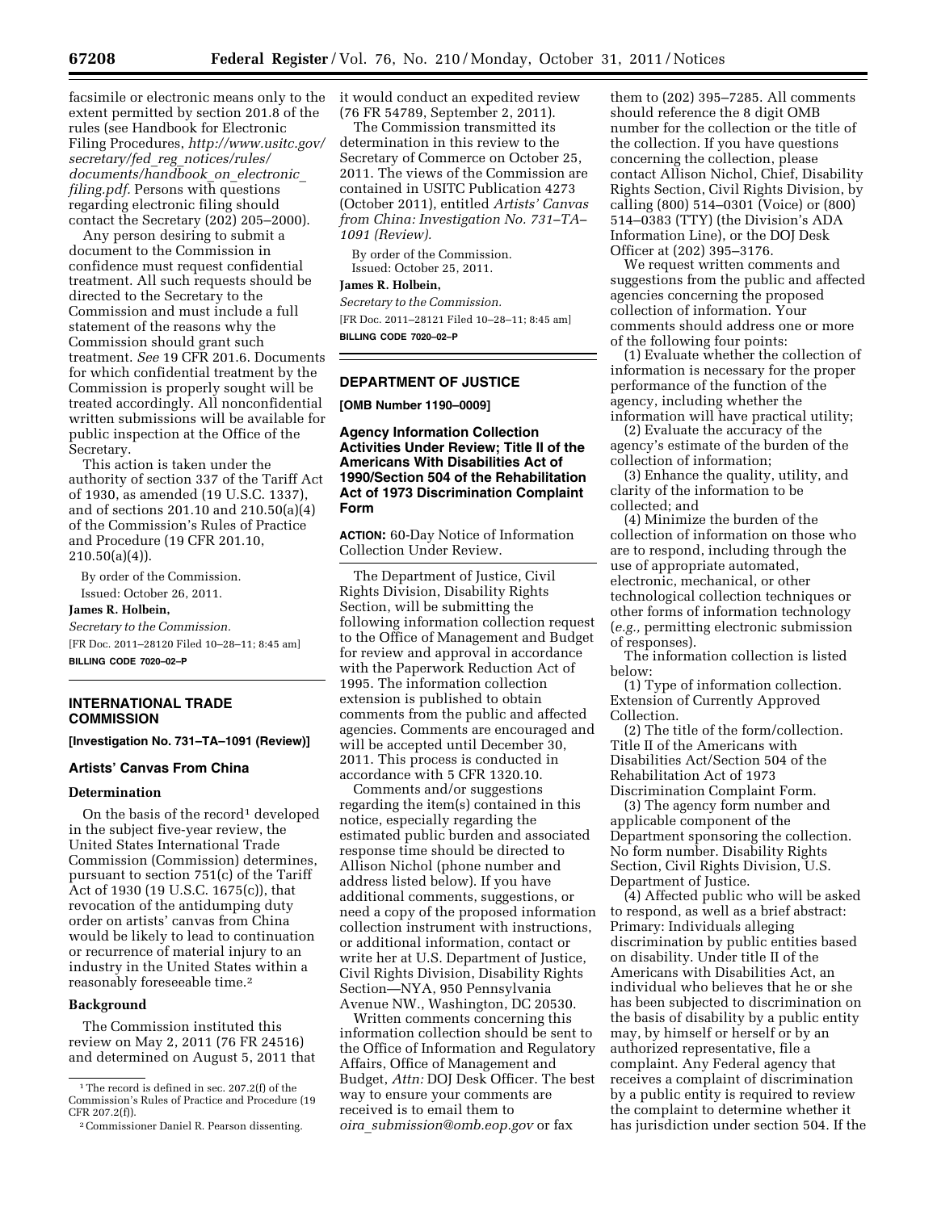facsimile or electronic means only to the extent permitted by section 201.8 of the rules (see Handbook for Electronic Filing Procedures, *http://www.usitc.gov/secretary/fed_reg_notices/rules/documents/handbook_on_electronic_filing.pdf.* Persons with questions regarding electronic filing should contact the Secretary (202) 205–2000).

Any person desiring to submit a document to the Commission in confidence must request confidential treatment. All such requests should be directed to the Secretary to the Commission and must include a full statement of the reasons why the Commission should grant such treatment. *See* 19 CFR 201.6. Documents for which confidential treatment by the Commission is properly sought will be treated accordingly. All nonconfidential written submissions will be available for public inspection at the Office of the Secretary.

This action is taken under the authority of section 337 of the Tariff Act of 1930, as amended (19 U.S.C. 1337), and of sections 201.10 and 210.50(a)(4) of the Commission's Rules of Practice and Procedure (19 CFR 201.10, 210.50(a)(4)).

By order of the Commission.

Issued: October 26, 2011.

**James R. Holbein,**

*Secretary to the Commission.*

[FR Doc. 2011–28120 Filed 10–28–11; 8:45 am]

**BILLING CODE 7020–02–P**

## INTERNATIONAL TRADE COMMISSION

**[Investigation No. 731–TA–1091 (Review)]**

### Artists' Canvas From China

#### Determination

On the basis of the record[1] developed in the subject five-year review, the United States International Trade Commission (Commission) determines, pursuant to section 751(c) of the Tariff Act of 1930 (19 U.S.C. 1675(c)), that revocation of the antidumping duty order on artists' canvas from China would be likely to lead to continuation or recurrence of material injury to an industry in the United States within a reasonably foreseeable time.[2]

#### Background

The Commission instituted this review on May 2, 2011 (76 FR 24516) and determined on August 5, 2011 that it would conduct an expedited review (76 FR 54789, September 2, 2011).

The Commission transmitted its determination in this review to the Secretary of Commerce on October 25, 2011. The views of the Commission are contained in USITC Publication 4273 (October 2011), entitled *Artists' Canvas from China: Investigation No. 731–TA–1091 (Review).*

By order of the Commission.

Issued: October 25, 2011.

**James R. Holbein,**

*Secretary to the Commission.*

[FR Doc. 2011–28121 Filed 10–28–11; 8:45 am]

**BILLING CODE 7020–02–P**

[1] The record is defined in sec. 207.2(f) of the Commission's Rules of Practice and Procedure (19 CFR 207.2(f)).

[2] Commissioner Daniel R. Pearson dissenting.

## DEPARTMENT OF JUSTICE

**[OMB Number 1190–0009]**

### Agency Information Collection Activities Under Review; Title II of the Americans With Disabilities Act of 1990/Section 504 of the Rehabilitation Act of 1973 Discrimination Complaint Form

**ACTION:** 60-Day Notice of Information Collection Under Review.

The Department of Justice, Civil Rights Division, Disability Rights Section, will be submitting the following information collection request to the Office of Management and Budget for review and approval in accordance with the Paperwork Reduction Act of 1995. The information collection extension is published to obtain comments from the public and affected agencies. Comments are encouraged and will be accepted until December 30, 2011. This process is conducted in accordance with 5 CFR 1320.10.

Comments and/or suggestions regarding the item(s) contained in this notice, especially regarding the estimated public burden and associated response time should be directed to Allison Nichol (phone number and address listed below). If you have additional comments, suggestions, or need a copy of the proposed information collection instrument with instructions, or additional information, contact or write her at U.S. Department of Justice, Civil Rights Division, Disability Rights Section—NYA, 950 Pennsylvania Avenue NW., Washington, DC 20530.

Written comments concerning this information collection should be sent to the Office of Information and Regulatory Affairs, Office of Management and Budget, *Attn:* DOJ Desk Officer. The best way to ensure your comments are received is to email them to *oira_submission@omb.eop.gov* or fax them to (202) 395–7285. All comments should reference the 8 digit OMB number for the collection or the title of the collection. If you have questions concerning the collection, please contact Allison Nichol, Chief, Disability Rights Section, Civil Rights Division, by calling (800) 514–0301 (Voice) or (800) 514–0383 (TTY) (the Division's ADA Information Line), or the DOJ Desk Officer at (202) 395–3176.

We request written comments and suggestions from the public and affected agencies concerning the proposed collection of information. Your comments should address one or more of the following four points:

(1) Evaluate whether the collection of information is necessary for the proper performance of the function of the agency, including whether the information will have practical utility;

(2) Evaluate the accuracy of the agency's estimate of the burden of the collection of information;

(3) Enhance the quality, utility, and clarity of the information to be collected; and

(4) Minimize the burden of the collection of information on those who are to respond, including through the use of appropriate automated, electronic, mechanical, or other technological collection techniques or other forms of information technology (*e.g.,* permitting electronic submission of responses).

The information collection is listed below:

(1) Type of information collection. Extension of Currently Approved Collection.

(2) The title of the form/collection. Title II of the Americans with Disabilities Act/Section 504 of the Rehabilitation Act of 1973 Discrimination Complaint Form.

(3) The agency form number and applicable component of the Department sponsoring the collection. No form number. Disability Rights Section, Civil Rights Division, U.S. Department of Justice.

(4) Affected public who will be asked to respond, as well as a brief abstract: Primary: Individuals alleging discrimination by public entities based on disability. Under title II of the Americans with Disabilities Act, an individual who believes that he or she has been subjected to discrimination on the basis of disability by a public entity may, by himself or herself or by an authorized representative, file a complaint. Any Federal agency that receives a complaint of discrimination by a public entity is required to review the complaint to determine whether it has jurisdiction under section 504. If the